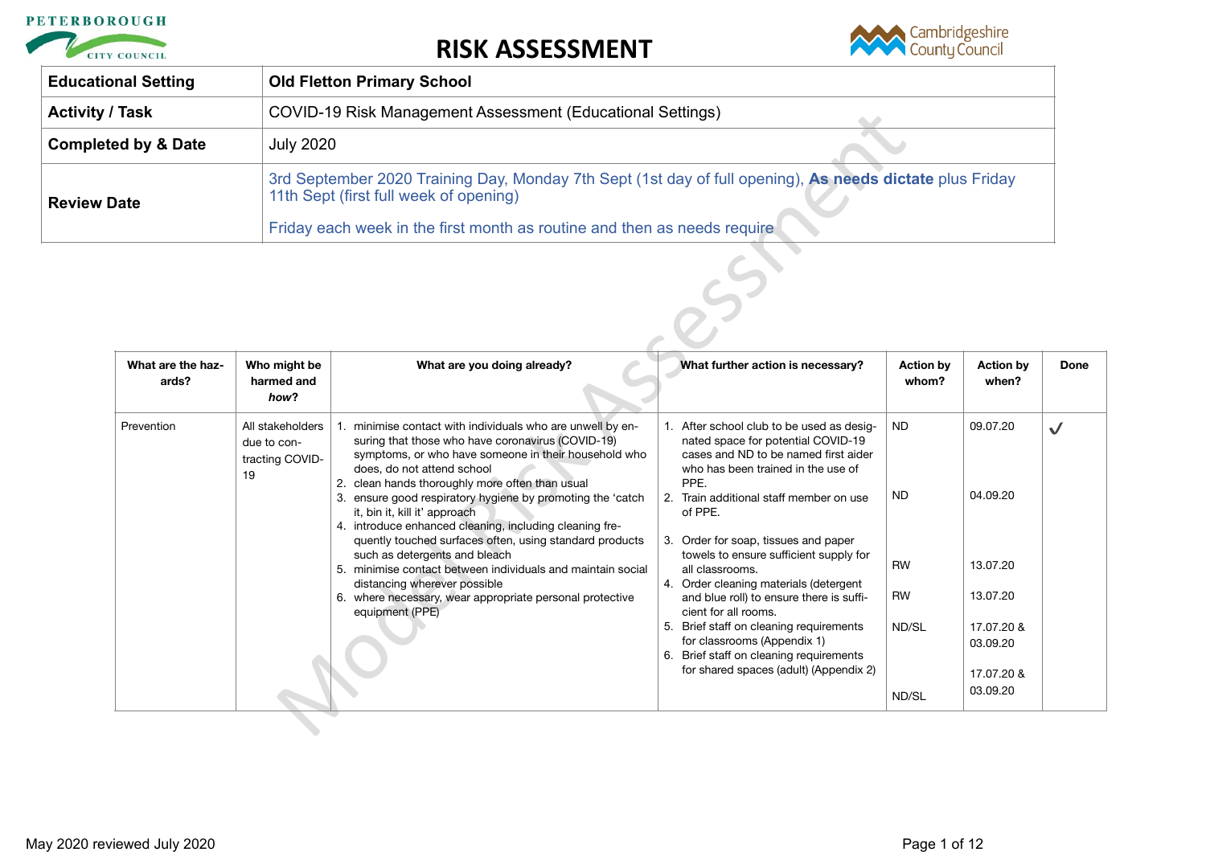# RISK ASSESSMENT

| | |
|---|---|
| **Educational Setting** | **Old Fletton Primary School** |
| **Activity / Task** | COVID-19 Risk Management Assessment (Educational Settings) |
| **Completed by & Date** | July 2020 |
| **Review Date** | 3rd September 2020 Training Day, Monday 7th Sept (1st day of full opening), **As needs dictate** plus Friday 11th Sept (first full week of opening)<br><br>Friday each week in the first month as routine and then as needs require |

| What are the hazards? | Who might be harmed and *how*? | What are you doing already? | What further action is necessary? | Action by whom? | Action by when? | Done |
|---|---|---|---|---|---|---|
| Prevention | All stakeholders due to contracting COVID-19 | 1. minimise contact with individuals who are unwell by ensuring that those who have coronavirus (COVID-19) symptoms, or who have someone in their household who does, do not attend school<br>2. clean hands thoroughly more often than usual<br>3. ensure good respiratory hygiene by promoting the 'catch it, bin it, kill it' approach<br>4. introduce enhanced cleaning, including cleaning frequently touched surfaces often, using standard products such as detergents and bleach<br>5. minimise contact between individuals and maintain social distancing wherever possible<br>6. where necessary, wear appropriate personal protective equipment (PPE) | 1. After school club to be used as designated space for potential COVID-19 cases and ND to be named first aider who has been trained in the use of PPE.<br>2. Train additional staff member on use of PPE.<br>3. Order for soap, tissues and paper towels to ensure sufficient supply for all classrooms.<br>4. Order cleaning materials (detergent and blue roll) to ensure there is sufficient for all rooms.<br>5. Brief staff on cleaning requirements for classrooms (Appendix 1)<br>6. Brief staff on cleaning requirements for shared spaces (adult) (Appendix 2) | ND<br><br>ND<br><br>RW<br><br>RW<br><br>ND/SL<br><br>ND/SL | 09.07.20<br><br>04.09.20<br><br>13.07.20<br><br>13.07.20<br><br>17.07.20 & 03.09.20<br><br>17.07.20 & 03.09.20 | ✓ |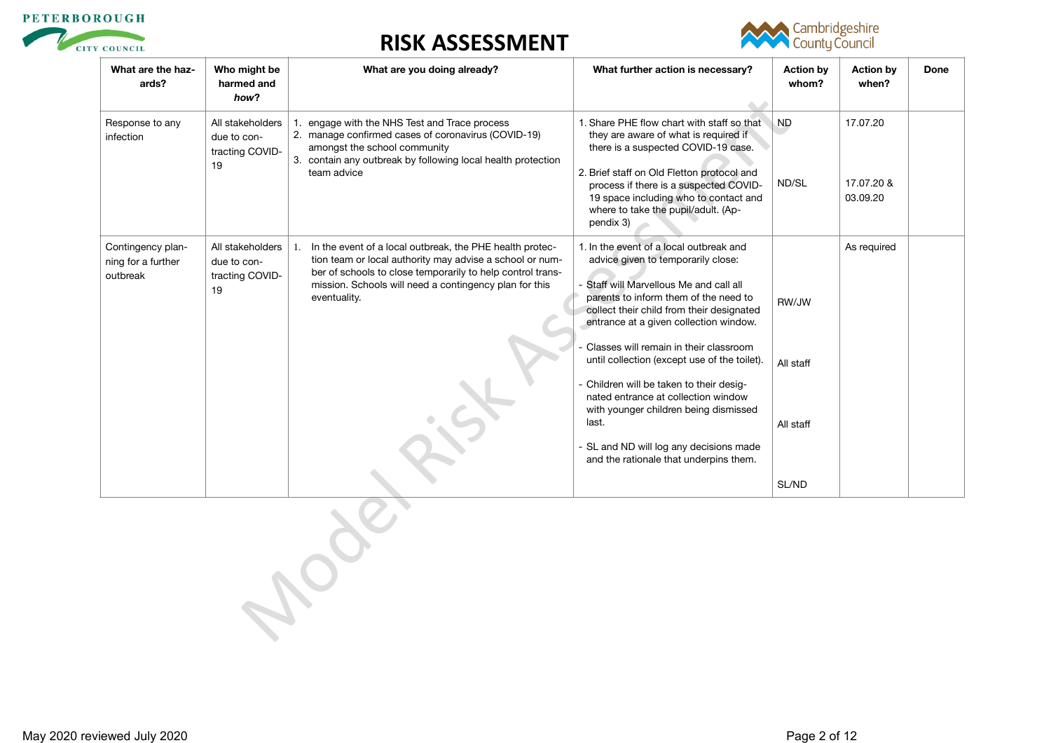# RISK ASSESSMENT

| What are the hazards? | Who might be harmed and *how*? | What are you doing already? | What further action is necessary? | Action by whom? | Action by when? | Done |
|---|---|---|---|---|---|---|
| Response to any infection | All stakeholders due to contracting COVID-19 | 1. engage with the NHS Test and Trace process<br>2. manage confirmed cases of coronavirus (COVID-19) amongst the school community<br>3. contain any outbreak by following local health protection team advice | 1. Share PHE flow chart with staff so that they are aware of what is required if there is a suspected COVID-19 case.<br><br>2. Brief staff on Old Fletton protocol and process if there is a suspected COVID-19 space including who to contact and where to take the pupil/adult. (Appendix 3) | ND<br><br>ND/SL | 17.07.20<br><br>17.07.20 & 03.09.20 | |
| Contingency planning for a further outbreak | All stakeholders due to contracting COVID-19 | 1. In the event of a local outbreak, the PHE health protection team or local authority may advise a school or number of schools to close temporarily to help control transmission. Schools will need a contingency plan for this eventuality. | 1. In the event of a local outbreak and advice given to temporarily close:<br><br>- Staff will Marvellous Me and call all parents to inform them of the need to collect their child from their designated entrance at a given collection window.<br><br>- Classes will remain in their classroom until collection (except use of the toilet).<br><br>- Children will be taken to their designated entrance at collection window with younger children being dismissed last.<br><br>- SL and ND will log any decisions made and the rationale that underpins them. | RW/JW<br><br>All staff<br><br>All staff<br><br>SL/ND | As required | |

May 2020 reviewed July 2020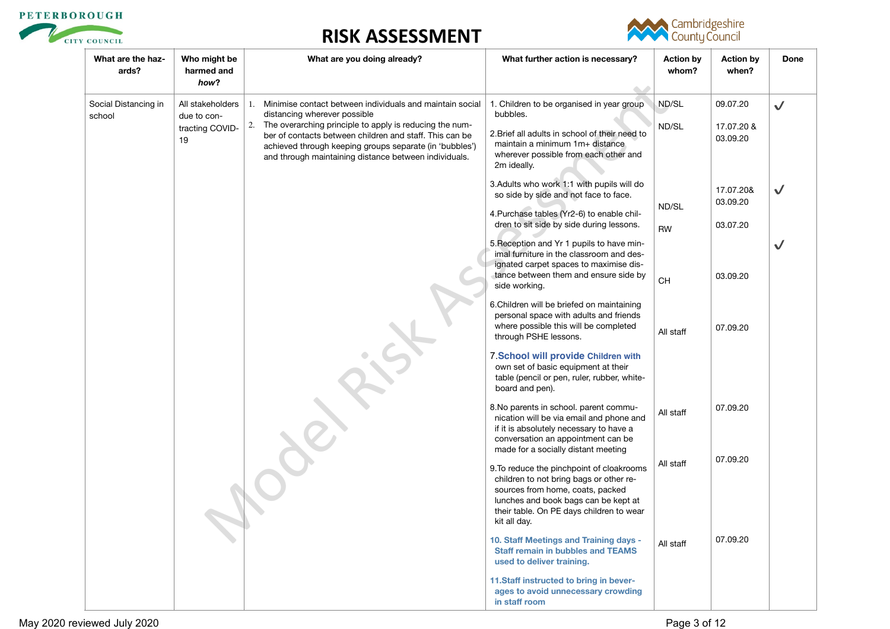# RISK ASSESSMENT

| What are the hazards? | Who might be harmed and *how*? | What are you doing already? | What further action is necessary? | Action by whom? | Action by when? | Done |
|---|---|---|---|---|---|---|
| Social Distancing in school | All stakeholders due to contracting COVID-19 | 1. Minimise contact between individuals and maintain social distancing wherever possible<br>2. The overarching principle to apply is reducing the number of contacts between children and staff. This can be achieved through keeping groups separate (in 'bubbles') and through maintaining distance between individuals. | 1. Children to be organised in year group bubbles. | ND/SL | 09.07.20 | ✓ |
| | | | 2.Brief all adults in school of their need to maintain a minimum 1m+ distance wherever possible from each other and 2m ideally. | ND/SL | 17.07.20 & 03.09.20 | |
| | | | 3.Adults who work 1:1 with pupils will do so side by side and not face to face. | ND/SL | 17.07.20& 03.09.20 | ✓ |
| | | | 4.Purchase tables (Yr2-6) to enable children to sit side by side during lessons. | RW | 03.07.20 | ✓ |
| | | | 5.Reception and Yr 1 pupils to have minimal furniture in the classroom and designated carpet spaces to maximise distance between them and ensure side by side working. | CH | 03.09.20 | |
| | | | 6.Children will be briefed on maintaining personal space with adults and friends where possible this will be completed through PSHE lessons. | All staff | 07.09.20 | |
| | | | 7.**School will provide Children with** own set of basic equipment at their table (pencil or pen, ruler, rubber, whiteboard and pen). | | | |
| | | | 8.No parents in school. parent communication will be via email and phone and if it is absolutely necessary to have a conversation an appointment can be made for a socially distant meeting | All staff | 07.09.20 | |
| | | | 9.To reduce the pinchpoint of cloakrooms children to not bring bags or other resources from home, coats, packed lunches and book bags can be kept at their table. On PE days children to wear kit all day. | All staff | 07.09.20 | |
| | | | **10. Staff Meetings and Training days - Staff remain in bubbles and TEAMS used to deliver training.** | All staff | 07.09.20 | |
| | | | **11.Staff instructed to bring in beverages to avoid unnecessary crowding in staff room** | | | |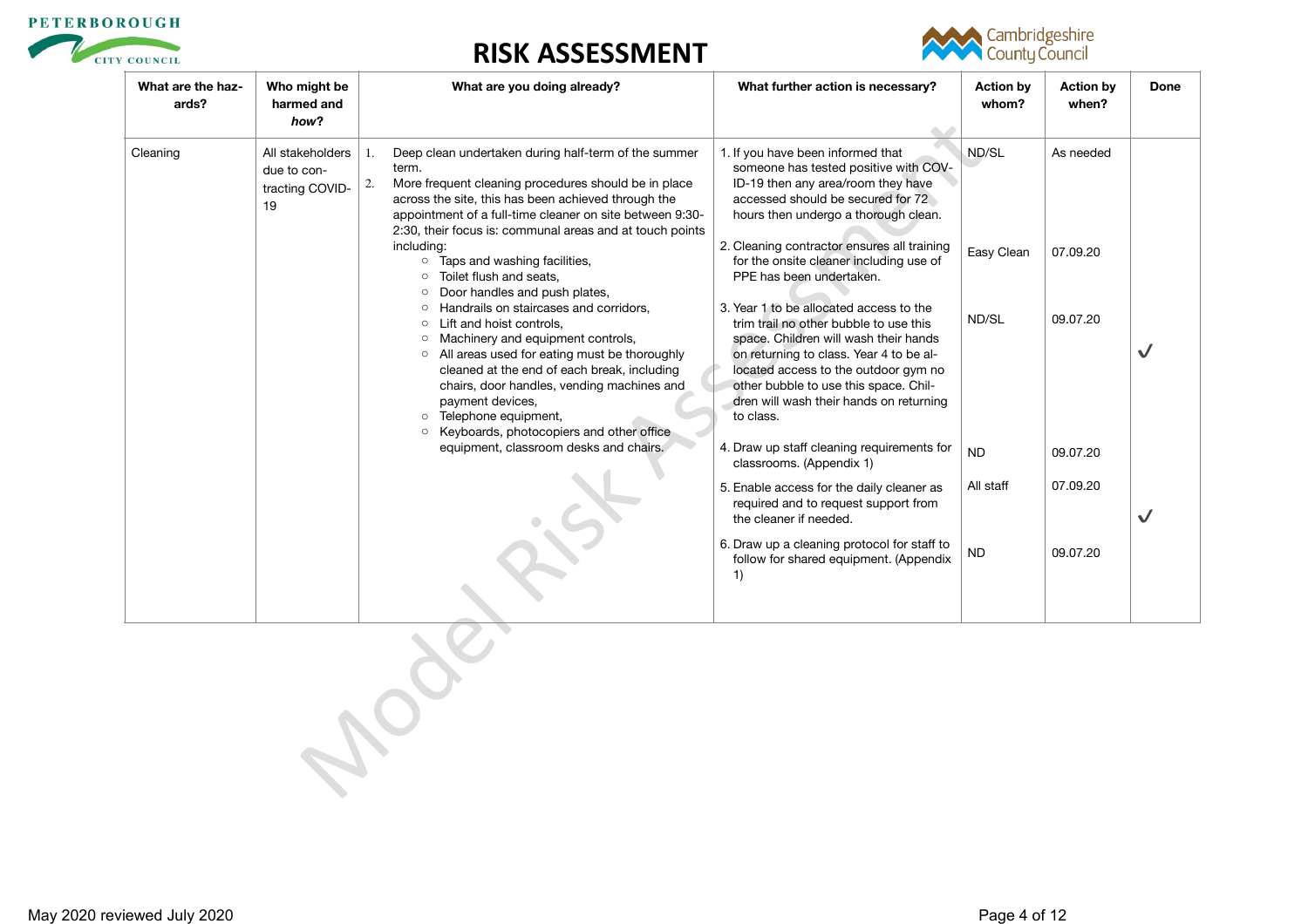# RISK ASSESSMENT

| What are the hazards? | Who might be harmed and *how*? | What are you doing already? | What further action is necessary? | Action by whom? | Action by when? | Done |
|---|---|---|---|---|---|---|
| Cleaning | All stakeholders due to contracting COVID-19 | 1. Deep clean undertaken during half-term of the summer term.<br>2. More frequent cleaning procedures should be in place across the site, this has been achieved through the appointment of a full-time cleaner on site between 9:30-2:30, their focus is: communal areas and at touch points including:<br>○ Taps and washing facilities,<br>○ Toilet flush and seats,<br>○ Door handles and push plates,<br>○ Handrails on staircases and corridors,<br>○ Lift and hoist controls,<br>○ Machinery and equipment controls,<br>○ All areas used for eating must be thoroughly cleaned at the end of each break, including chairs, door handles, vending machines and payment devices,<br>○ Telephone equipment,<br>○ Keyboards, photocopiers and other office equipment, classroom desks and chairs. | 1. If you have been informed that someone has tested positive with COVID-19 then any area/room they have accessed should be secured for 72 hours then undergo a thorough clean. | ND/SL | As needed | |
| | | | 2. Cleaning contractor ensures all training for the onsite cleaner including use of PPE has been undertaken. | Easy Clean | 07.09.20 | |
| | | | 3. Year 1 to be allocated access to the trim trail no other bubble to use this space. Children will wash their hands on returning to class. Year 4 to be allocated access to the outdoor gym no other bubble to use this space. Children will wash their hands on returning to class. | ND/SL | 09.07.20 | ✓ |
| | | | 4. Draw up staff cleaning requirements for classrooms. (Appendix 1) | ND | 09.07.20 | |
| | | | 5. Enable access for the daily cleaner as required and to request support from the cleaner if needed. | All staff | 07.09.20 | ✓ |
| | | | 6. Draw up a cleaning protocol for staff to follow for shared equipment. (Appendix 1) | ND | 09.07.20 | |

May 2020 reviewed July 2020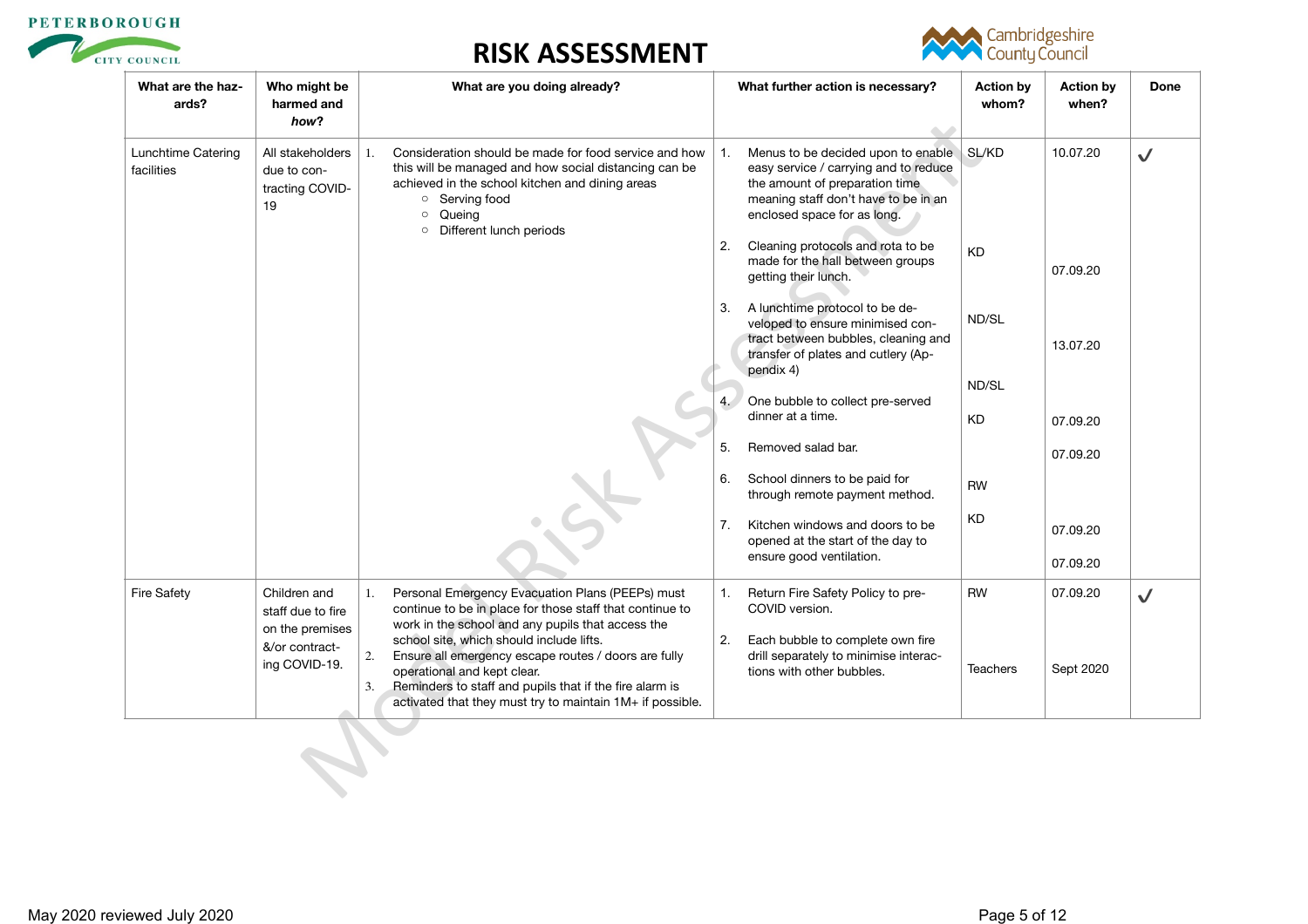# RISK ASSESSMENT

| What are the hazards? | Who might be harmed and ***how***? | What are you doing already? | What further action is necessary? | Action by whom? | Action by when? | Done |
|---|---|---|---|---|---|---|
| Lunchtime Catering facilities | All stakeholders due to contracting COVID-19 | 1. Consideration should be made for food service and how this will be managed and how social distancing can be achieved in the school kitchen and dining areas<br>○ Serving food<br>○ Queing<br>○ Different lunch periods | 1. Menus to be decided upon to enable easy service / carrying and to reduce the amount of preparation time meaning staff don't have to be in an enclosed space for as long.<br>2. Cleaning protocols and rota to be made for the hall between groups getting their lunch.<br>3. A lunchtime protocol to be developed to ensure minimised contract between bubbles, cleaning and transfer of plates and cutlery (Appendix 4)<br>4. One bubble to collect pre-served dinner at a time.<br>5. Removed salad bar.<br>6. School dinners to be paid for through remote payment method.<br>7. Kitchen windows and doors to be opened at the start of the day to ensure good ventilation. | SL/KD<br>KD<br>ND/SL<br>ND/SL<br>KD<br>RW<br>KD | 10.07.20<br>07.09.20<br>13.07.20<br>07.09.20<br>07.09.20<br>07.09.20<br>07.09.20 | ✓ |
| Fire Safety | Children and staff due to fire on the premises &/or contracting COVID-19. | 1. Personal Emergency Evacuation Plans (PEEPs) must continue to be in place for those staff that continue to work in the school and any pupils that access the school site, which should include lifts.<br>2. Ensure all emergency escape routes / doors are fully operational and kept clear.<br>3. Reminders to staff and pupils that if the fire alarm is activated that they must try to maintain 1M+ if possible. | 1. Return Fire Safety Policy to pre-COVID version.<br>2. Each bubble to complete own fire drill separately to minimise interactions with other bubbles. | RW<br>Teachers | 07.09.20<br>Sept 2020 | ✓ |

May 2020 reviewed July 2020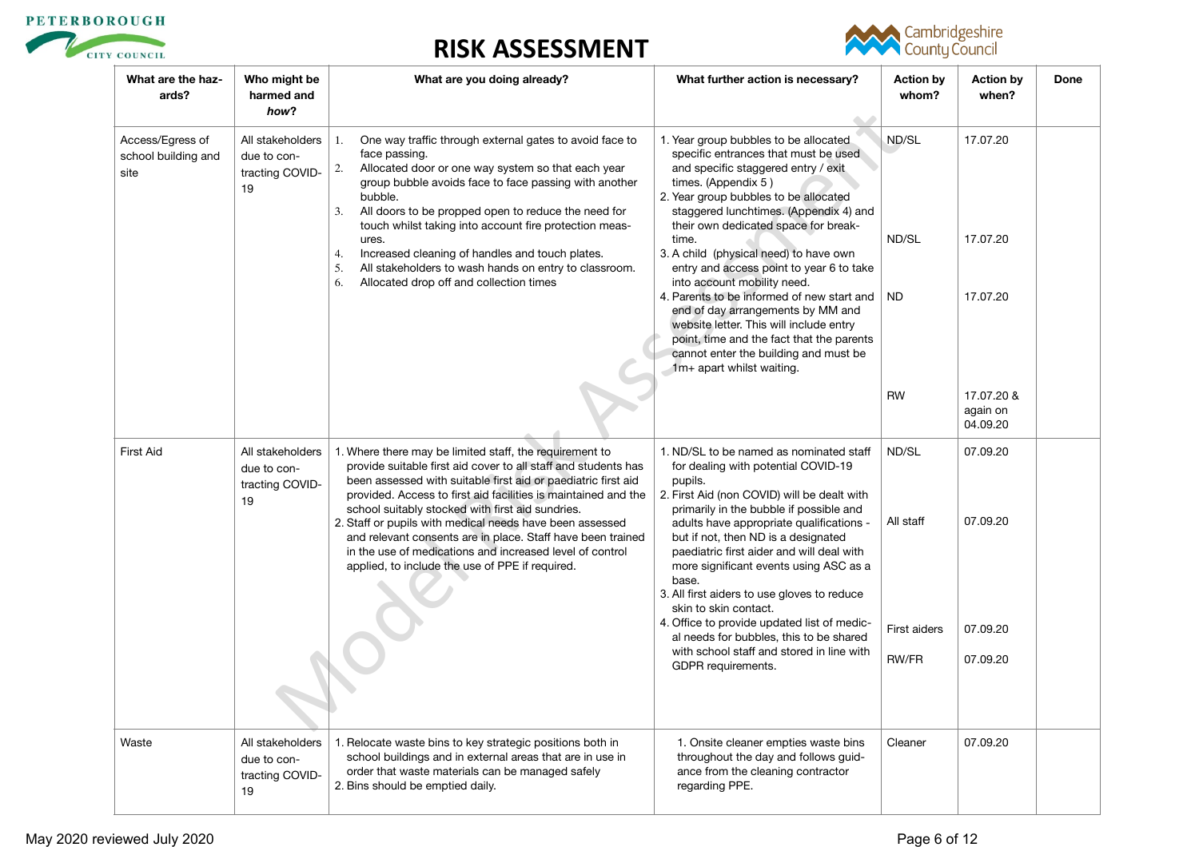# RISK ASSESSMENT

| What are the hazards? | Who might be harmed and *how*? | What are you doing already? | What further action is necessary? | Action by whom? | Action by when? | Done |
|---|---|---|---|---|---|---|
| Access/Egress of school building and site | All stakeholders due to contracting COVID-19 | 1. One way traffic through external gates to avoid face to face passing.<br>2. Allocated door or one way system so that each year group bubble avoids face to face passing with another bubble.<br>3. All doors to be propped open to reduce the need for touch whilst taking into account fire protection measures.<br>4. Increased cleaning of handles and touch plates.<br>5. All stakeholders to wash hands on entry to classroom.<br>6. Allocated drop off and collection times | 1. Year group bubbles to be allocated specific entrances that must be used and specific staggered entry / exit times. (Appendix 5 )<br>2. Year group bubbles to be allocated staggered lunchtimes. (Appendix 4) and their own dedicated space for break-time.<br>3. A child (physical need) to have own entry and access point to year 6 to take into account mobility need.<br>4. Parents to be informed of new start and end of day arrangements by MM and website letter. This will include entry point, time and the fact that the parents cannot enter the building and must be 1m+ apart whilst waiting. | ND/SL<br><br>ND/SL<br><br>ND<br><br>RW | 17.07.20<br><br>17.07.20<br><br>17.07.20<br><br>17.07.20 & again on 04.09.20 | |
| First Aid | All stakeholders due to contracting COVID-19 | 1. Where there may be limited staff, the requirement to provide suitable first aid cover to all staff and students has been assessed with suitable first aid or paediatric first aid provided. Access to first aid facilities is maintained and the school suitably stocked with first aid sundries.<br>2. Staff or pupils with medical needs have been assessed and relevant consents are in place. Staff have been trained in the use of medications and increased level of control applied, to include the use of PPE if required. | 1. ND/SL to be named as nominated staff for dealing with potential COVID-19 pupils.<br>2. First Aid (non COVID) will be dealt with primarily in the bubble if possible and adults have appropriate qualifications - but if not, then ND is a designated paediatric first aider and will deal with more significant events using ASC as a base.<br>3. All first aiders to use gloves to reduce skin to skin contact.<br>4. Office to provide updated list of medical needs for bubbles, this to be shared with school staff and stored in line with GDPR requirements. | ND/SL<br><br>All staff<br><br>First aiders<br><br>RW/FR | 07.09.20<br><br>07.09.20<br><br>07.09.20<br><br>07.09.20 | |
| Waste | All stakeholders due to contracting COVID-19 | 1. Relocate waste bins to key strategic positions both in school buildings and in external areas that are in use in order that waste materials can be managed safely<br>2. Bins should be emptied daily. | 1. Onsite cleaner empties waste bins throughout the day and follows guidance from the cleaning contractor regarding PPE. | Cleaner | 07.09.20 | |

May 2020 reviewed July 2020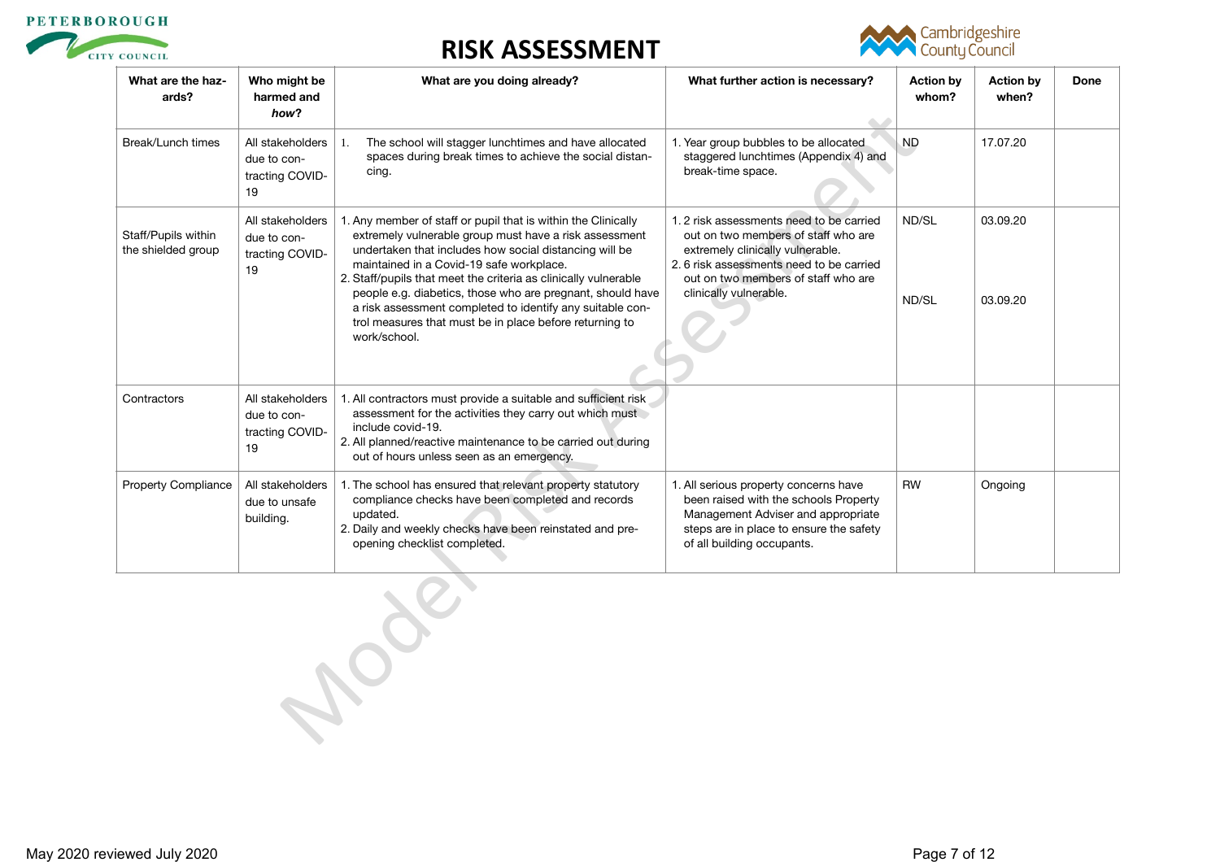# RISK ASSESSMENT

| What are the hazards? | Who might be harmed and *how*? | What are you doing already? | What further action is necessary? | Action by whom? | Action by when? | Done |
|---|---|---|---|---|---|---|
| Break/Lunch times | All stakeholders due to contracting COVID-19 | 1. The school will stagger lunchtimes and have allocated spaces during break times to achieve the social distancing. | 1. Year group bubbles to be allocated staggered lunchtimes (Appendix 4) and break-time space. | ND | 17.07.20 | |
| Staff/Pupils within the shielded group | All stakeholders due to contracting COVID-19 | 1. Any member of staff or pupil that is within the Clinically extremely vulnerable group must have a risk assessment undertaken that includes how social distancing will be maintained in a Covid-19 safe workplace.<br>2. Staff/pupils that meet the criteria as clinically vulnerable people e.g. diabetics, those who are pregnant, should have a risk assessment completed to identify any suitable control measures that must be in place before returning to work/school. | 1. 2 risk assessments need to be carried out on two members of staff who are extremely clinically vulnerable.<br>2. 6 risk assessments need to be carried out on two members of staff who are clinically vulnerable. | ND/SL<br><br>ND/SL | 03.09.20<br><br>03.09.20 | |
| Contractors | All stakeholders due to contracting COVID-19 | 1. All contractors must provide a suitable and sufficient risk assessment for the activities they carry out which must include covid-19.<br>2. All planned/reactive maintenance to be carried out during out of hours unless seen as an emergency. | | | | |
| Property Compliance | All stakeholders due to unsafe building. | 1. The school has ensured that relevant property statutory compliance checks have been completed and records updated.<br>2. Daily and weekly checks have been reinstated and pre-opening checklist completed. | 1. All serious property concerns have been raised with the schools Property Management Adviser and appropriate steps are in place to ensure the safety of all building occupants. | RW | Ongoing | |

May 2020 reviewed July 2020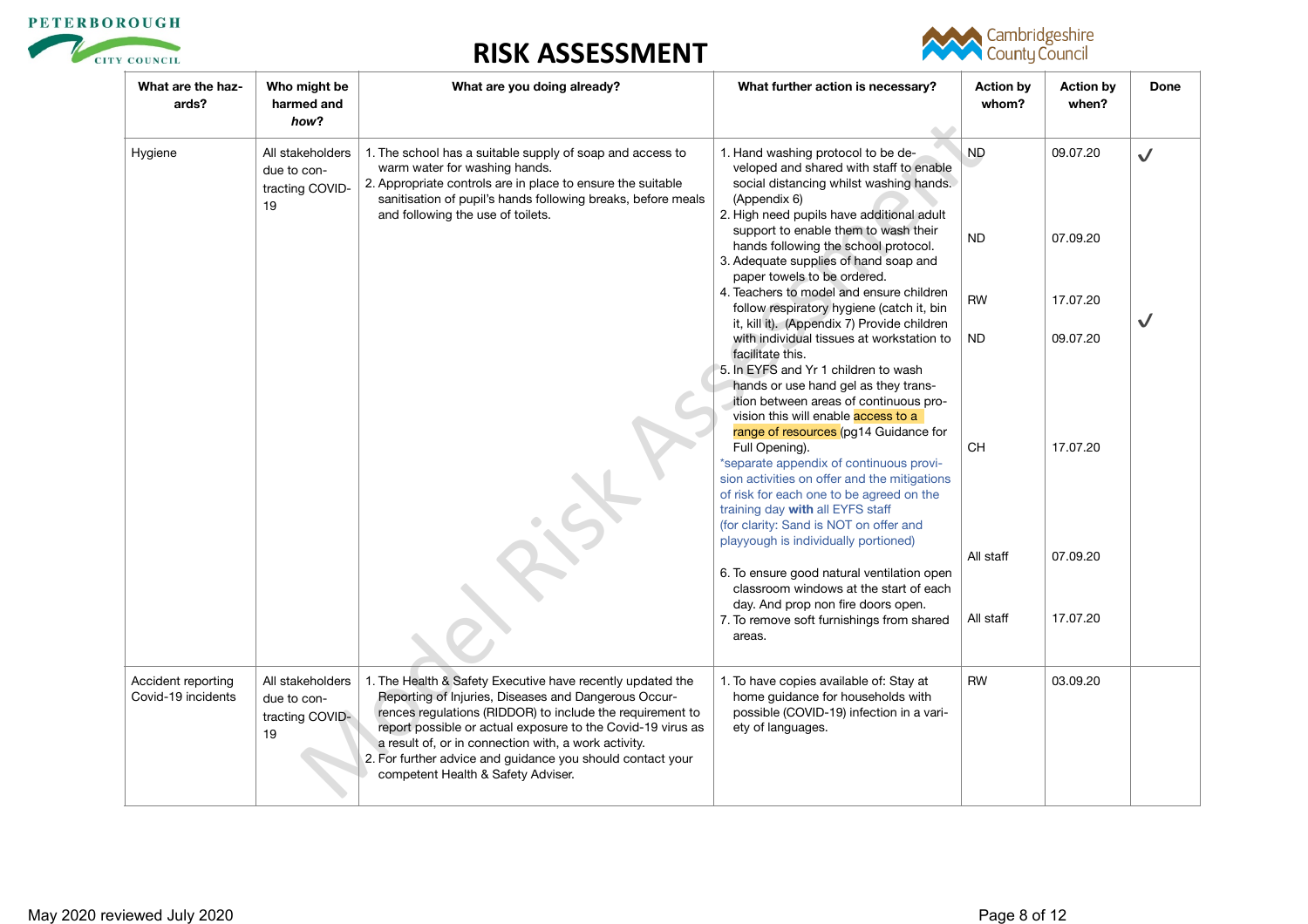# RISK ASSESSMENT

| What are the hazards? | Who might be harmed and *how*? | What are you doing already? | What further action is necessary? | Action by whom? | Action by when? | Done |
|---|---|---|---|---|---|---|
| Hygiene | All stakeholders due to contracting COVID-19 | 1. The school has a suitable supply of soap and access to warm water for washing hands.<br>2. Appropriate controls are in place to ensure the suitable sanitisation of pupil's hands following breaks, before meals and following the use of toilets. | 1. Hand washing protocol to be developed and shared with staff to enable social distancing whilst washing hands. (Appendix 6)<br>2. High need pupils have additional adult support to enable them to wash their hands following the school protocol.<br>3. Adequate supplies of hand soap and paper towels to be ordered.<br>4. Teachers to model and ensure children follow respiratory hygiene (catch it, bin it, kill it). (Appendix 7) Provide children with individual tissues at workstation to facilitate this.<br>5. In EYFS and Yr 1 children to wash hands or use hand gel as they transition between areas of continuous provision this will enable access to a range of resources (pg14 Guidance for Full Opening).<br>*separate appendix of continuous provision activities on offer and the mitigations of risk for each one to be agreed on the training day **with** all EYFS staff (for clarity: Sand is NOT on offer and playyough is individually portioned)<br>6. To ensure good natural ventilation open classroom windows at the start of each day. And prop non fire doors open.<br>7. To remove soft furnishings from shared areas. | ND<br>ND<br>RW<br>ND<br>CH<br>All staff<br>All staff | 09.07.20<br>07.09.20<br>17.07.20<br>09.07.20<br>17.07.20<br>07.09.20<br>17.07.20 | ✓<br>✓ |
| Accident reporting Covid-19 incidents | All stakeholders due to contracting COVID-19 | 1. The Health & Safety Executive have recently updated the Reporting of Injuries, Diseases and Dangerous Occurrences regulations (RIDDOR) to include the requirement to report possible or actual exposure to the Covid-19 virus as a result of, or in connection with, a work activity.<br>2. For further advice and guidance you should contact your competent Health & Safety Adviser. | 1. To have copies available of: Stay at home guidance for households with possible (COVID-19) infection in a variety of languages. | RW | 03.09.20 | |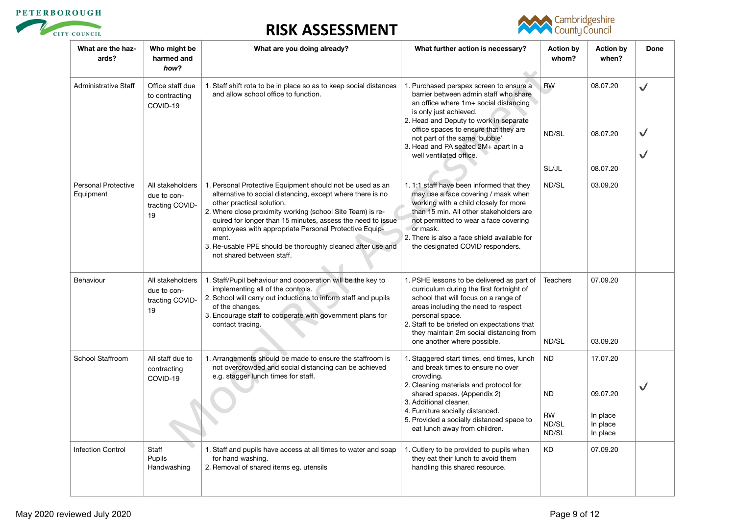# RISK ASSESSMENT

| What are the hazards? | Who might be harmed and *how*? | What are you doing already? | What further action is necessary? | Action by whom? | Action by when? | Done |
|---|---|---|---|---|---|---|
| Administrative Staff | Office staff due to contracting COVID-19 | 1. Staff shift rota to be in place so as to keep social distances and allow school office to function. | 1. Purchased perspex screen to ensure a barrier between admin staff who share an office where 1m+ social distancing is only just achieved.<br>2. Head and Deputy to work in separate office spaces to ensure that they are not part of the same 'bubble'<br>3. Head and PA seated 2M+ apart in a well ventilated office. | RW<br><br>ND/SL<br><br>SL/JL | 08.07.20<br><br>08.07.20<br><br>08.07.20 | ✓<br><br>✓<br><br>✓ |
| Personal Protective Equipment | All stakeholders due to contracting COVID-19 | 1. Personal Protective Equipment should not be used as an alternative to social distancing, except where there is no other practical solution.<br>2. Where close proximity working (school Site Team) is required for longer than 15 minutes, assess the need to issue employees with appropriate Personal Protective Equipment.<br>3. Re-usable PPE should be thoroughly cleaned after use and not shared between staff. | 1. 1:1 staff have been informed that they may use a face covering / mask when working with a child closely for more than 15 min. All other stakeholders are not permitted to wear a face covering or mask.<br>2. There is also a face shield available for the designated COVID responders. | ND/SL | 03.09.20 | |
| Behaviour | All stakeholders due to contracting COVID-19 | 1. Staff/Pupil behaviour and cooperation will be the key to implementing all of the controls.<br>2. School will carry out inductions to inform staff and pupils of the changes.<br>3. Encourage staff to cooperate with government plans for contact tracing. | 1. PSHE lessons to be delivered as part of curriculum during the first fortnight of school that will focus on a range of areas including the need to respect personal space.<br>2. Staff to be briefed on expectations that they maintain 2m social distancing from one another where possible. | Teachers<br><br>ND/SL | 07.09.20<br><br>03.09.20 | |
| School Staffroom | All staff due to contracting COVID-19 | 1. Arrangements should be made to ensure the staffroom is not overcrowded and social distancing can be achieved e.g. stagger lunch times for staff. | 1. Staggered start times, end times, lunch and break times to ensure no over crowding.<br>2. Cleaning materials and protocol for shared spaces. (Appendix 2)<br>3. Additional cleaner.<br>4. Furniture socially distanced.<br>5. Provided a socially distanced space to eat lunch away from children. | ND<br><br>ND<br><br>RW<br>ND/SL<br>ND/SL | 17.07.20<br><br>09.07.20<br><br>In place<br>In place<br>In place | ✓ |
| Infection Control | Staff<br>Pupils<br>Handwashing | 1. Staff and pupils have access at all times to water and soap for hand washing.<br>2. Removal of shared items eg. utensils | 1. Cutlery to be provided to pupils when they eat their lunch to avoid them handling this shared resource. | KD | 07.09.20 | |

May 2020 reviewed July 2020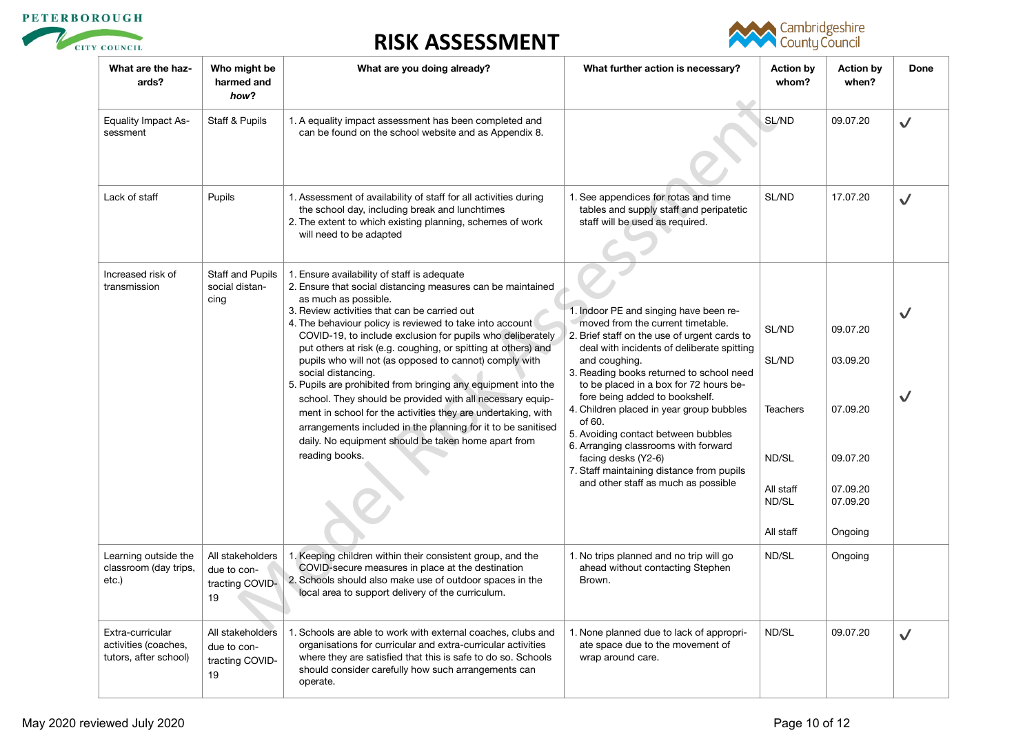# RISK ASSESSMENT

| What are the hazards? | Who might be harmed and *how*? | What are you doing already? | What further action is necessary? | Action by whom? | Action by when? | Done |
|---|---|---|---|---|---|---|
| Equality Impact Assessment | Staff & Pupils | 1. A equality impact assessment has been completed and can be found on the school website and as Appendix 8. | | SL/ND | 09.07.20 | ✓ |
| Lack of staff | Pupils | 1. Assessment of availability of staff for all activities during the school day, including break and lunchtimes<br>2. The extent to which existing planning, schemes of work will need to be adapted | 1. See appendices for rotas and time tables and supply staff and peripatetic staff will be used as required. | SL/ND | 17.07.20 | ✓ |
| Increased risk of transmission | Staff and Pupils social distancing | 1. Ensure availability of staff is adequate<br>2. Ensure that social distancing measures can be maintained as much as possible.<br>3. Review activities that can be carried out<br>4. The behaviour policy is reviewed to take into account COVID-19, to include exclusion for pupils who deliberately put others at risk (e.g. coughing, or spitting at others) and pupils who will not (as opposed to cannot) comply with social distancing.<br>5. Pupils are prohibited from bringing any equipment into the school. They should be provided with all necessary equipment in school for the activities they are undertaking, with arrangements included in the planning for it to be sanitised daily. No equipment should be taken home apart from reading books. | 1. Indoor PE and singing have been removed from the current timetable.<br>2. Brief staff on the use of urgent cards to deal with incidents of deliberate spitting and coughing.<br>3. Reading books returned to school need to be placed in a box for 72 hours before being added to bookshelf.<br>4. Children placed in year group bubbles of 60.<br>5. Avoiding contact between bubbles<br>6. Arranging classrooms with forward facing desks (Y2-6)<br>7. Staff maintaining distance from pupils and other staff as much as possible | SL/ND<br>SL/ND<br>Teachers<br>ND/SL<br>All staff<br>ND/SL<br>All staff | 09.07.20<br>03.09.20<br>07.09.20<br>09.07.20<br>07.09.20<br>07.09.20<br>Ongoing | ✓<br>✓ |
| Learning outside the classroom (day trips, etc.) | All stakeholders due to contracting COVID-19 | 1. Keeping children within their consistent group, and the COVID-secure measures in place at the destination<br>2. Schools should also make use of outdoor spaces in the local area to support delivery of the curriculum. | 1. No trips planned and no trip will go ahead without contacting Stephen Brown. | ND/SL | Ongoing | |
| Extra-curricular activities (coaches, tutors, after school) | All stakeholders due to contracting COVID-19 | 1. Schools are able to work with external coaches, clubs and organisations for curricular and extra-curricular activities where they are satisfied that this is safe to do so. Schools should consider carefully how such arrangements can operate. | 1. None planned due to lack of appropriate space due to the movement of wrap around care. | ND/SL | 09.07.20 | ✓ |

May 2020 reviewed July 2020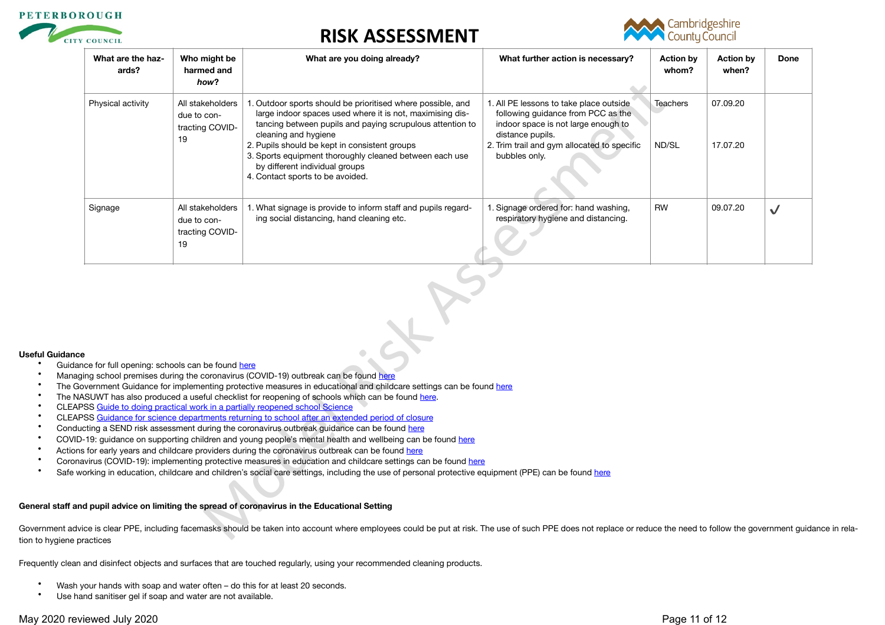# RISK ASSESSMENT

| What are the hazards? | Who might be harmed and *how*? | What are you doing already? | What further action is necessary? | Action by whom? | Action by when? | Done |
|---|---|---|---|---|---|---|
| Physical activity | All stakeholders due to contracting COVID-19 | 1. Outdoor sports should be prioritised where possible, and large indoor spaces used where it is not, maximising distancing between pupils and paying scrupulous attention to cleaning and hygiene<br>2. Pupils should be kept in consistent groups<br>3. Sports equipment thoroughly cleaned between each use by different individual groups<br>4. Contact sports to be avoided. | 1. All PE lessons to take place outside following guidance from PCC as the indoor space is not large enough to distance pupils.<br>2. Trim trail and gym allocated to specific bubbles only. | Teachers<br><br>ND/SL | 07.09.20<br><br>17.07.20 | |
| Signage | All stakeholders due to contracting COVID-19 | 1. What signage is provide to inform staff and pupils regarding social distancing, hand cleaning etc. | 1. Signage ordered for: hand washing, respiratory hygiene and distancing. | RW | 09.07.20 | ✓ |

**Useful Guidance**

- Guidance for full opening: schools can be found here
- Managing school premises during the coronavirus (COVID-19) outbreak can be found here
- The Government Guidance for implementing protective measures in educational and childcare settings can be found here
- The NASUWT has also produced a useful checklist for reopening of schools which can be found here.
- CLEAPSS Guide to doing practical work in a partially reopened school Science
- CLEAPSS Guidance for science departments returning to school after an extended period of closure
- Conducting a SEND risk assessment during the coronavirus outbreak guidance can be found here
- COVID-19: guidance on supporting children and young people's mental health and wellbeing can be found here
- Actions for early years and childcare providers during the coronavirus outbreak can be found here
- Coronavirus (COVID-19): implementing protective measures in education and childcare settings can be found here
- Safe working in education, childcare and children's social care settings, including the use of personal protective equipment (PPE) can be found here

**General staff and pupil advice on limiting the spread of coronavirus in the Educational Setting**

Government advice is clear PPE, including facemasks should be taken into account where employees could be put at risk. The use of such PPE does not replace or reduce the need to follow the government guidance in relation to hygiene practices

Frequently clean and disinfect objects and surfaces that are touched regularly, using your recommended cleaning products.

- Wash your hands with soap and water often – do this for at least 20 seconds.
- Use hand sanitiser gel if soap and water are not available.

May 2020 reviewed July 2020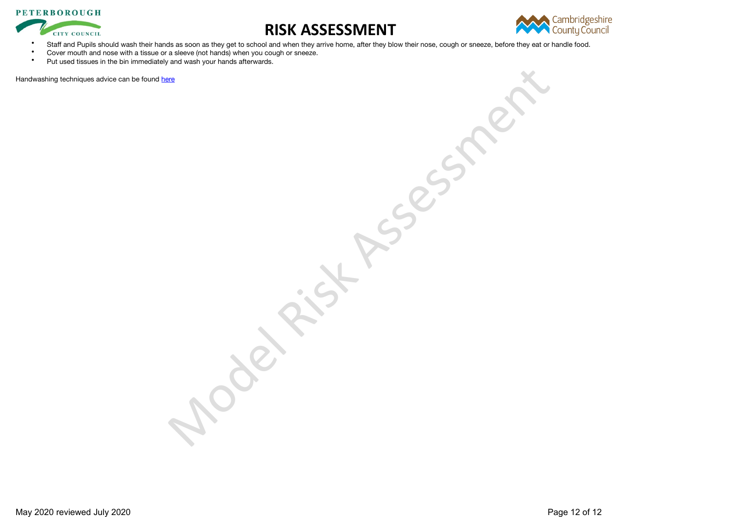- Staff and Pupils should wash their hands as soon as they get to school and when they arrive home, after they blow their nose, cough or sneeze, before they eat or handle food.
- Cover mouth and nose with a tissue or a sleeve (not hands) when you cough or sneeze.
- Put used tissues in the bin immediately and wash your hands afterwards.

Handwashing techniques advice can be found here